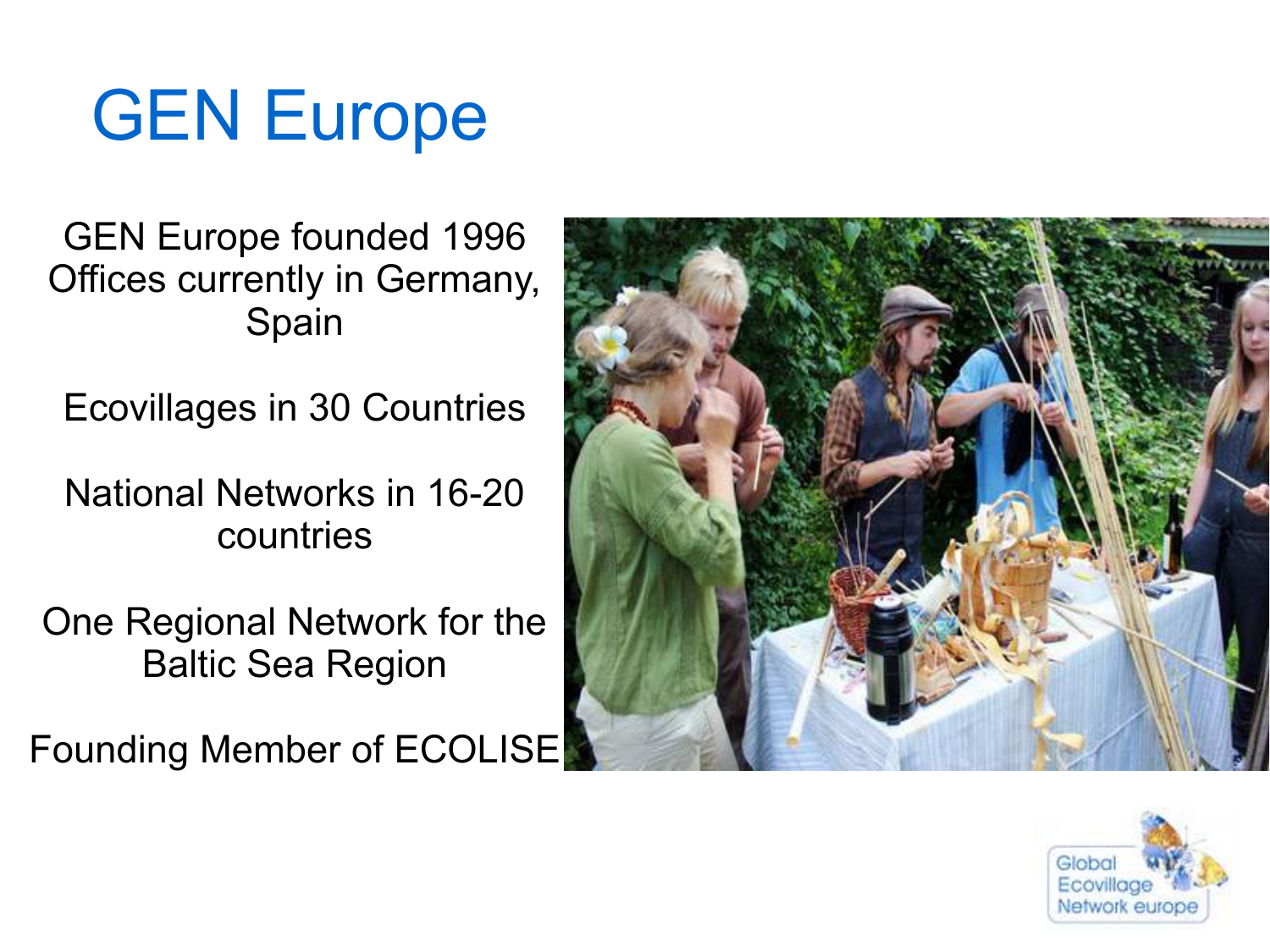# GEN Europe

GEN Europe founded 1996
Offices currently in Germany, Spain

Ecovillages in 30 Countries

National Networks in 16-20 countries

One Regional Network for the Baltic Sea Region

Founding Member of ECOLISE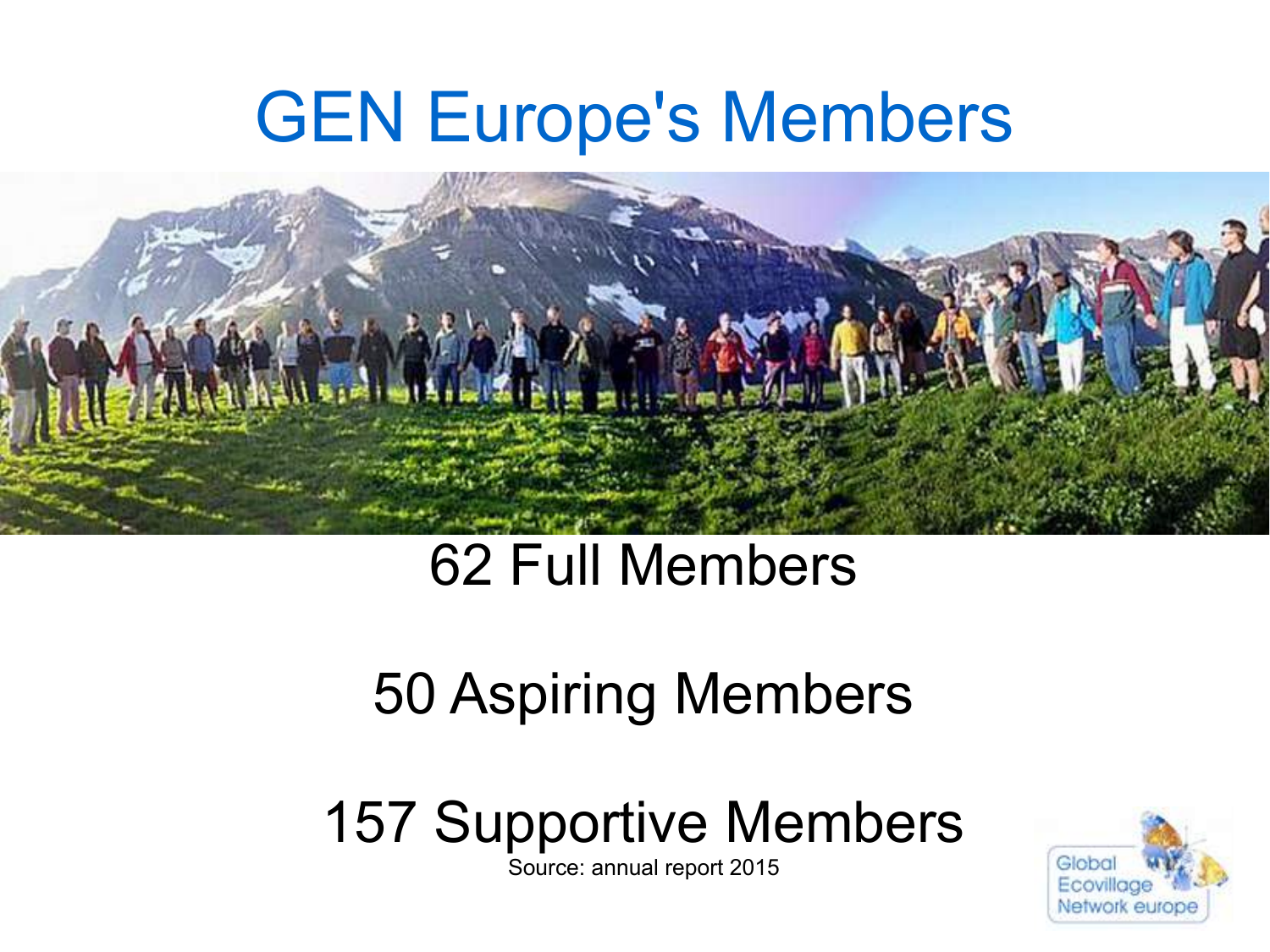# GEN Europe's Members

62 Full Members

50 Aspiring Members

157 Supportive Members

Source: annual report 2015

Global Ecovillage Network europe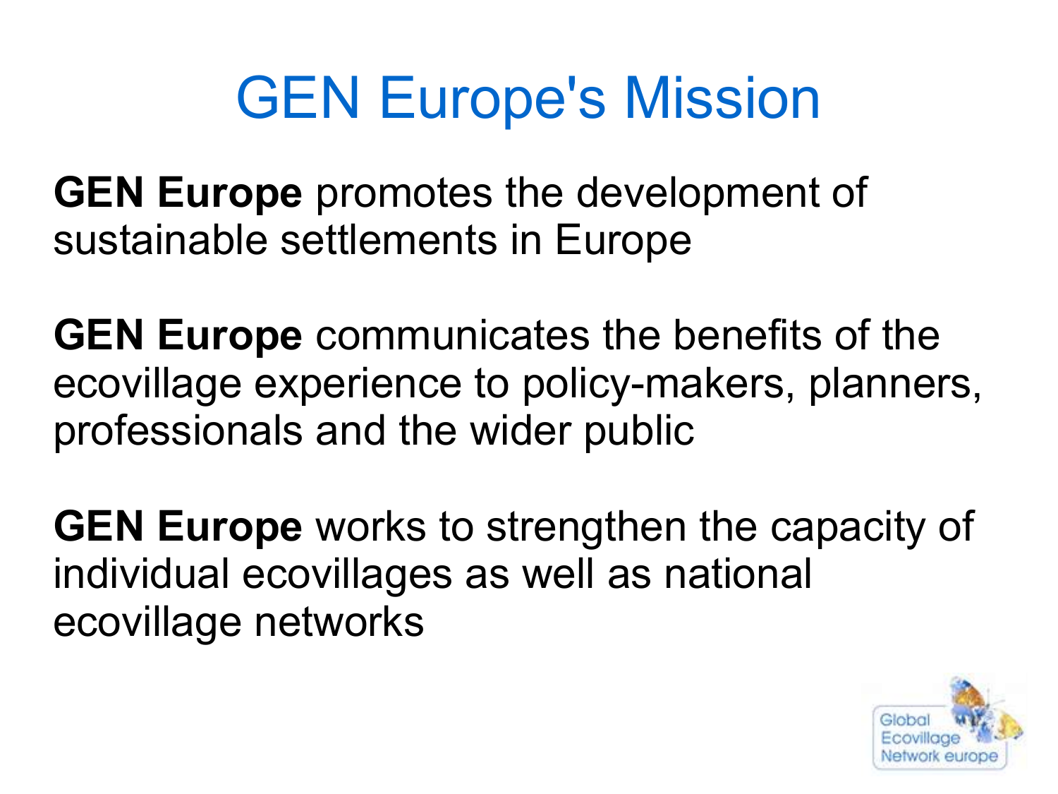# GEN Europe's Mission

**GEN Europe** promotes the development of sustainable settlements in Europe

**GEN Europe** communicates the benefits of the ecovillage experience to policy-makers, planners, professionals and the wider public

**GEN Europe** works to strengthen the capacity of individual ecovillages as well as national ecovillage networks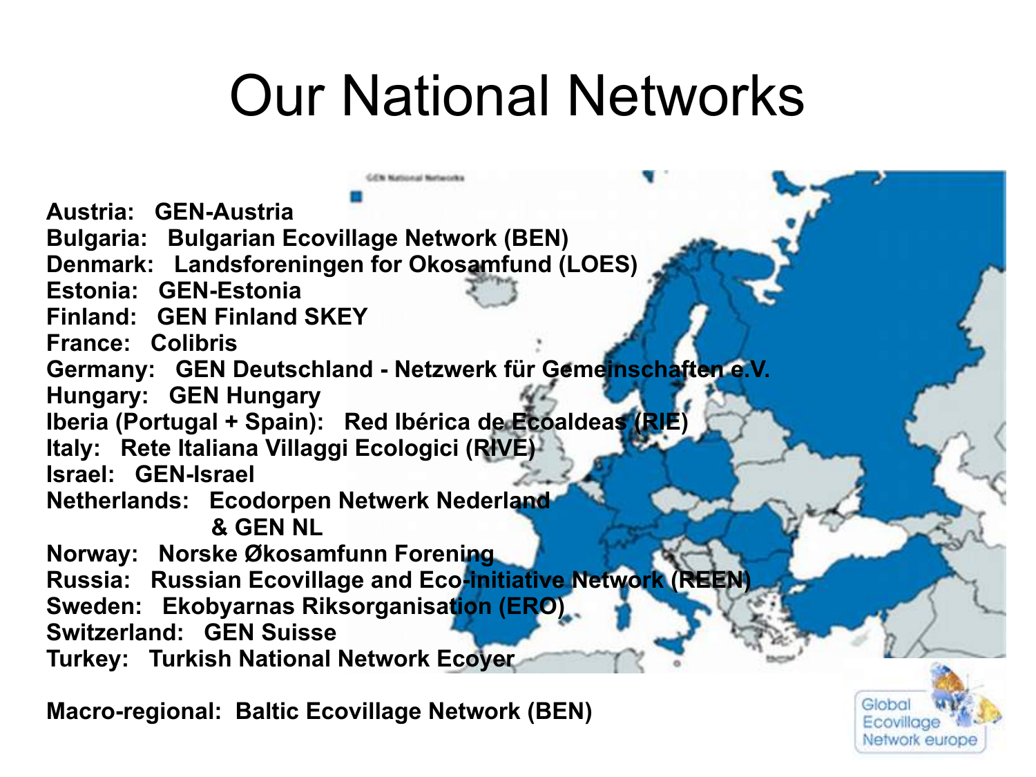# Our National Networks

**Austria: GEN-Austria**
**Bulgaria: Bulgarian Ecovillage Network (BEN)**
**Denmark: Landsforeningen for Okosamfund (LOES)**
**Estonia: GEN-Estonia**
**Finland: GEN Finland SKEY**
**France: Colibris**
**Germany: GEN Deutschland - Netzwerk für Gemeinschaften e.V.**
**Hungary: GEN Hungary**
**Iberia (Portugal + Spain): Red Ibérica de Ecoaldeas (RIE)**
**Italy: Rete Italiana Villaggi Ecologici (RIVE)**
**Israel: GEN-Israel**
**Netherlands: Ecodorpen Netwerk Nederland & GEN NL**
**Norway: Norske Økosamfunn Forening**
**Russia: Russian Ecovillage and Eco-initiative Network (REEN)**
**Sweden: Ekobyarnas Riksorganisation (ERO)**
**Switzerland: GEN Suisse**
**Turkey: Turkish National Network Ecoyer**

**Macro-regional: Baltic Ecovillage Network (BEN)**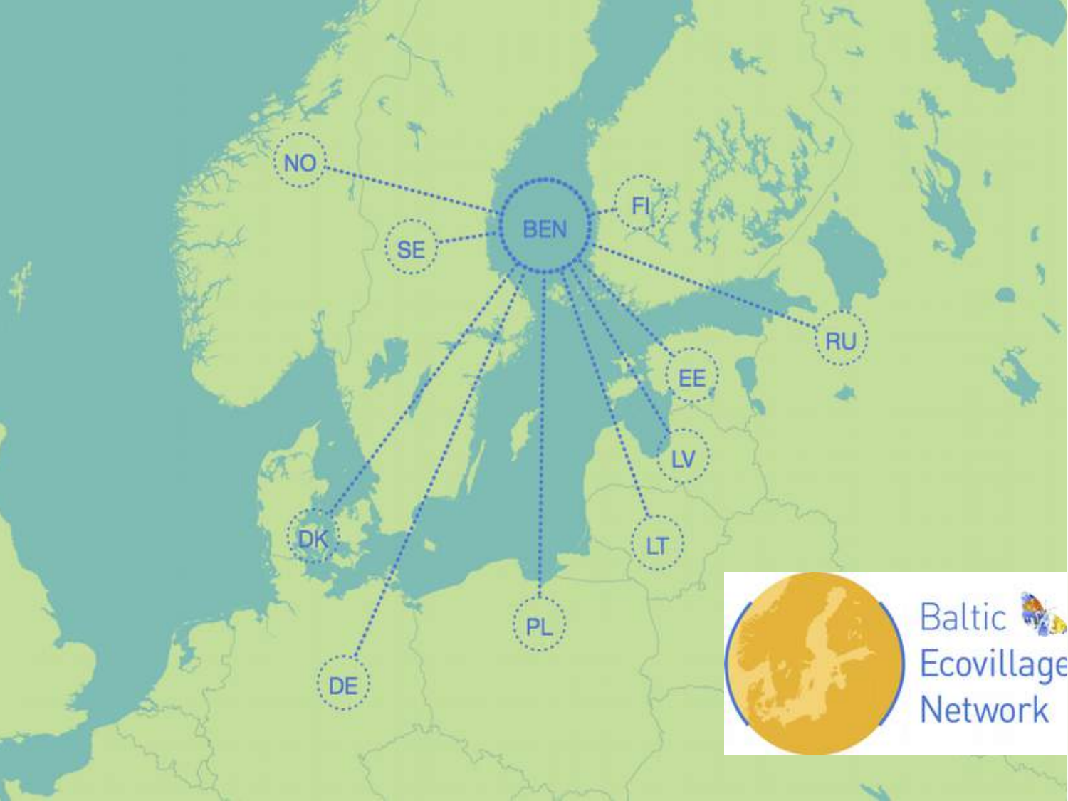NO

SE

BEN

FI

RU

EE

LV

LT

DK

PL

DE

Baltic Ecovillage Network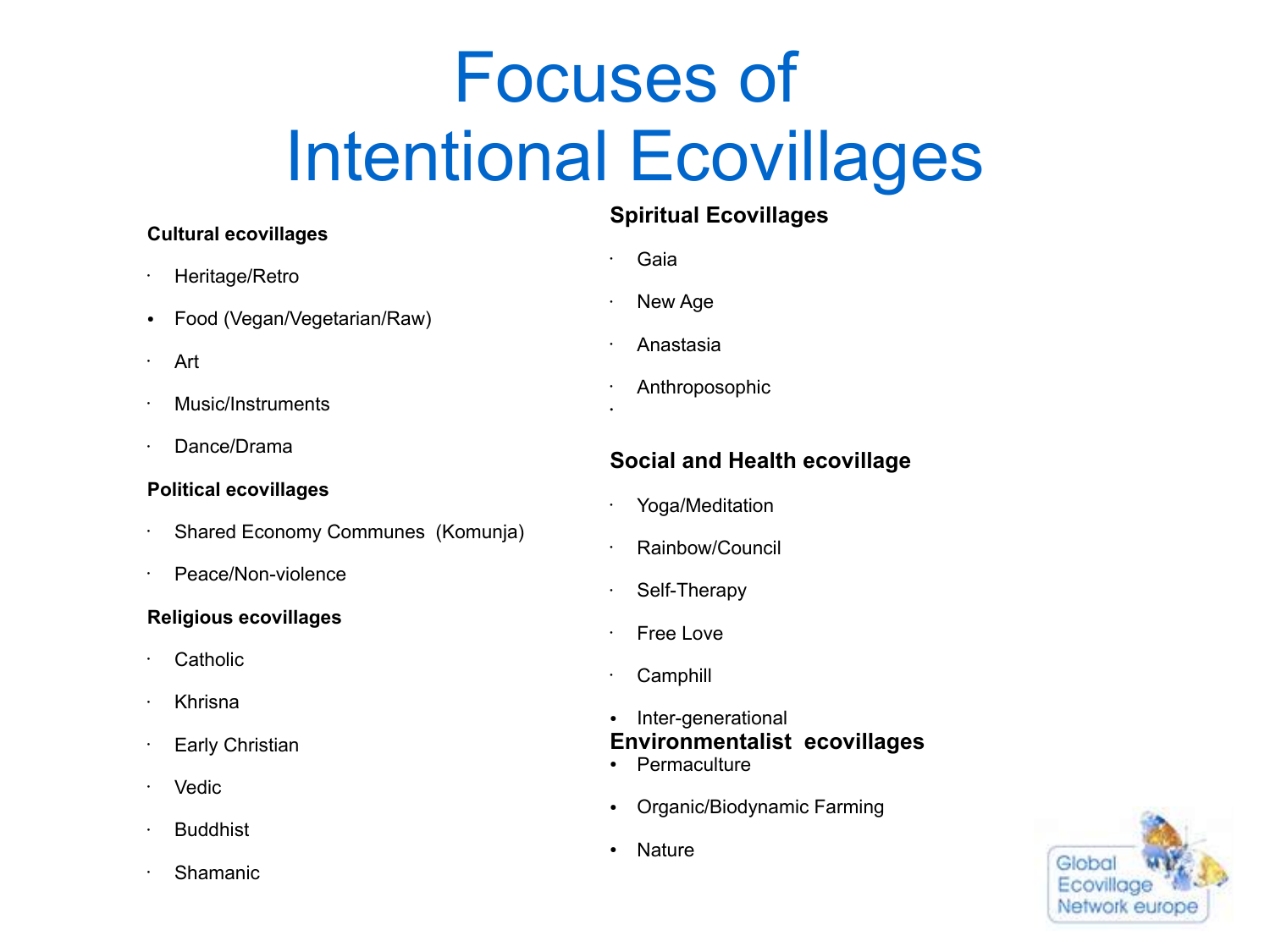# Focuses of Intentional Ecovillages

**Cultural ecovillages**

- Heritage/Retro
- Food (Vegan/Vegetarian/Raw)
- Art
- Music/Instruments
- Dance/Drama

**Political ecovillages**

- Shared Economy Communes (Komunja)
- Peace/Non-violence

**Religious ecovillages**

- Catholic
- Khrisna
- Early Christian
- Vedic
- Buddhist
- Shamanic

**Spiritual Ecovillages**

- Gaia
- New Age
- Anastasia
- Anthroposophic

**Social and Health ecovillage**

- Yoga/Meditation
- Rainbow/Council
- Self-Therapy
- Free Love
- Camphill
- Inter-generational

**Environmentalist ecovillages**

- Permaculture
- Organic/Biodynamic Farming
- Nature

Global Ecovillage Network europe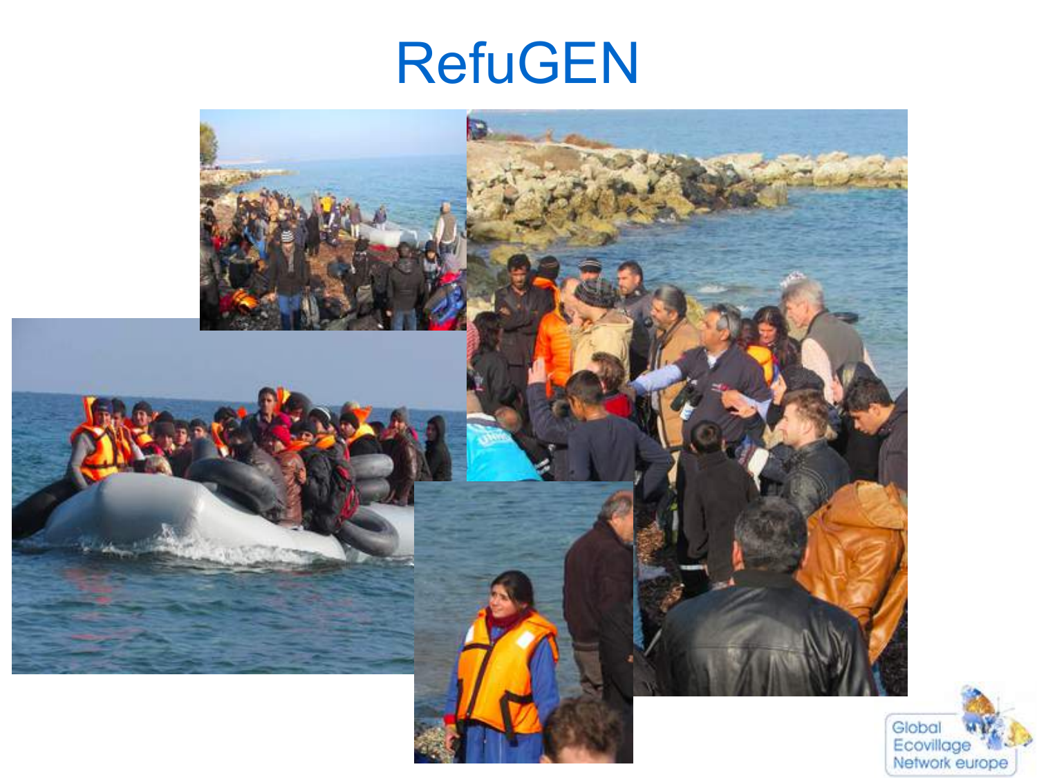# RefuGEN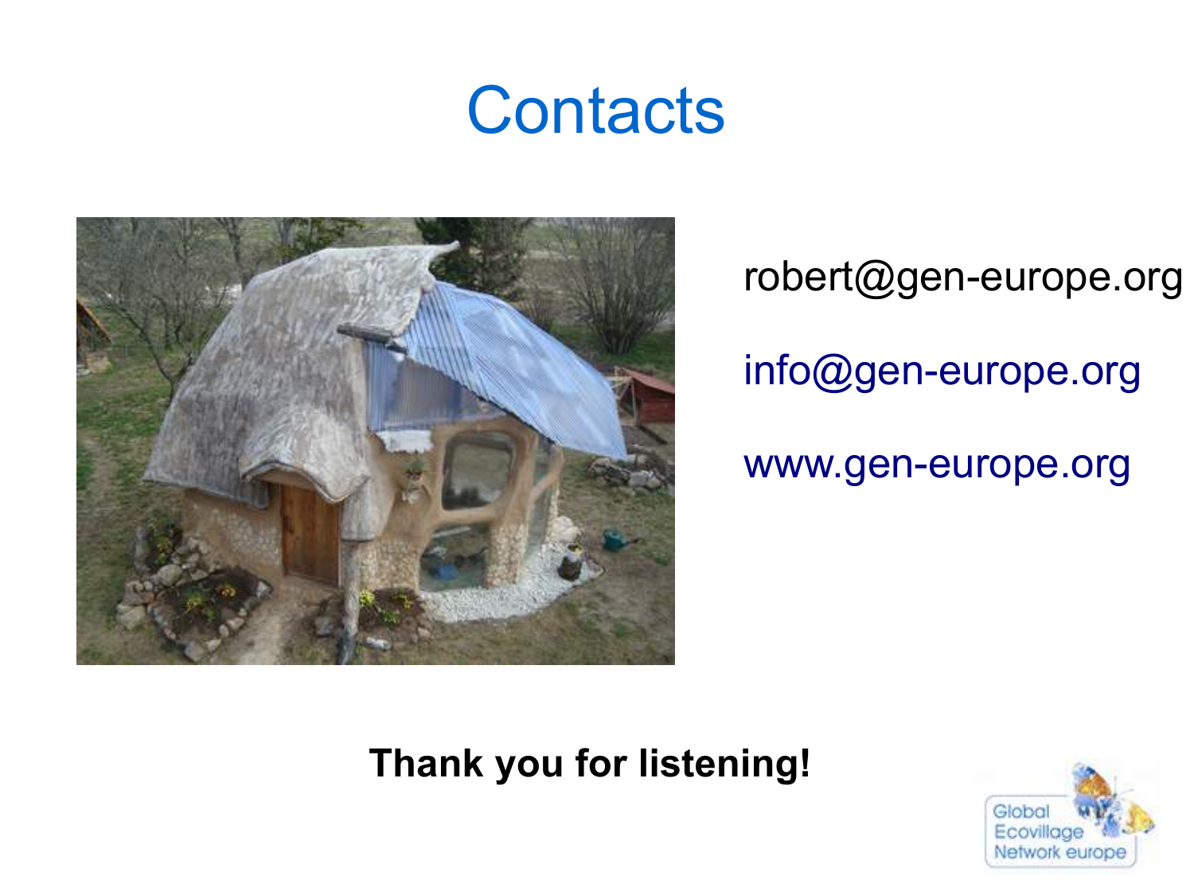# Contacts

robert@gen-europe.org

info@gen-europe.org

www.gen-europe.org

**Thank you for listening!**